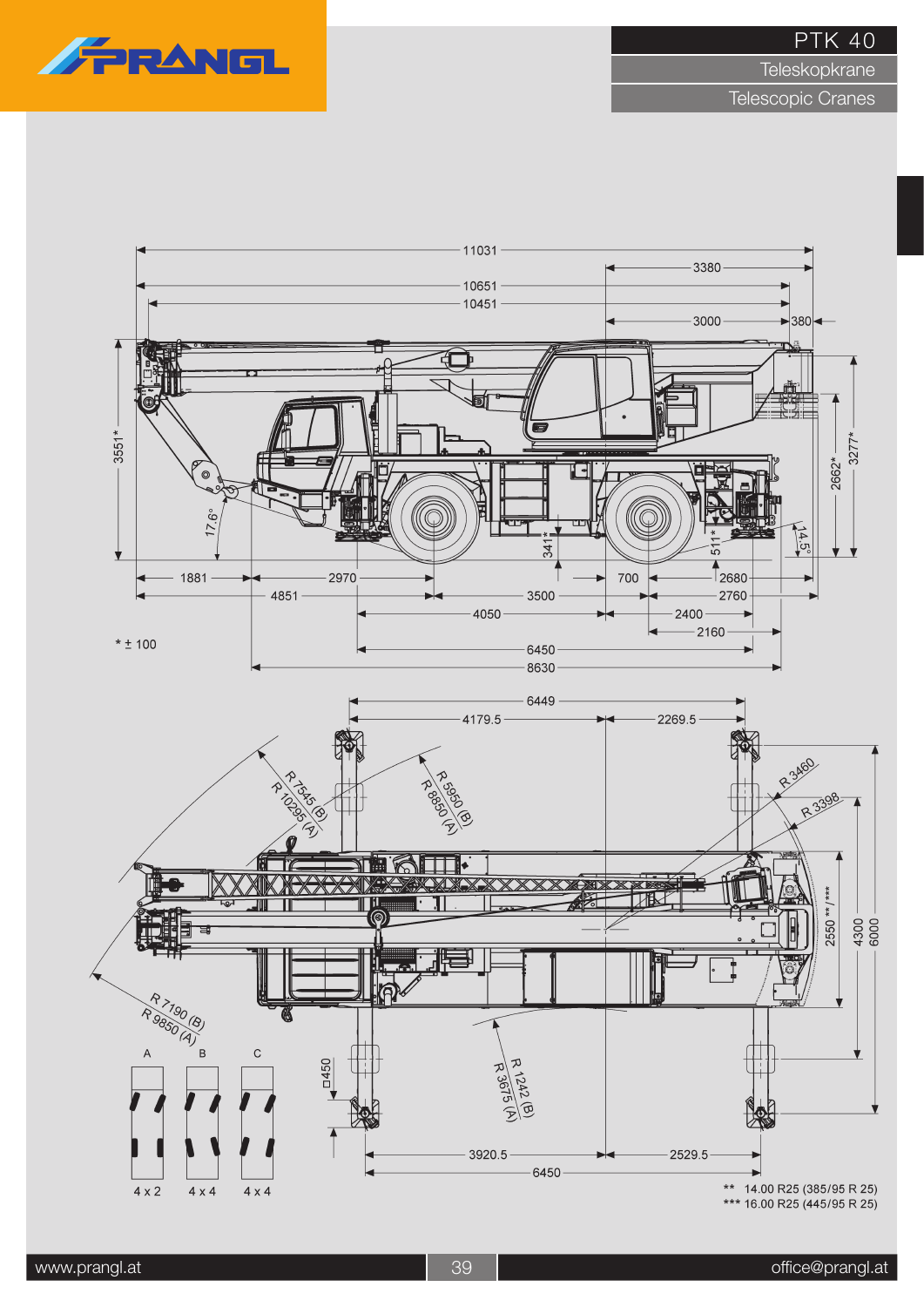# PTK 40

Teleskopkrane

Telescopic Cranes

11031
3380
10651
10451
3000
380
3551*
2662*
3277*
17.6°
341*
511*
14.5°
1881
2970
700
2680
4851
3500
2760
4050
2400
2160
6450
8630

* ± 100

6449
4179.5
2269.5
R 7545 (B)
R 10295 (A)
R 5950 (B)
R 8850 (A)
R 3460
R 3398
2550 ** / ***
4300
6000
R 7190 (B)
R 9850 (A)
□450
R 1242 (B)
R 3675 (A)
3920.5
2529.5
6450

A B C

4 x 2 4 x 4 4 x 4

** 14.00 R25 (385/95 R 25)

*** 16.00 R25 (445/95 R 25)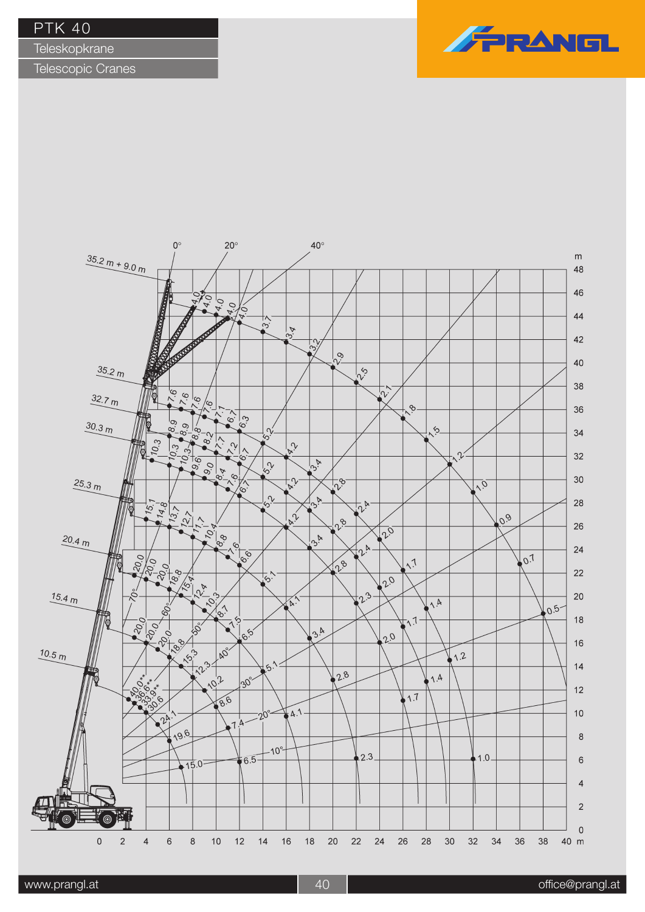# PTK 40

## Teleskopkrane

## Telescopic Cranes

PRANGL

35.2 m + 9.0 m

35.2 m

32.7 m

30.3 m

25.3 m

20.4 m

15.4 m

10.5 m

0° 20° 40°

70° 60° 50° 40° 30° 20° 10°

m

48 46 44 42 40 38 36 34 32 30 28 26 24 22 20 18 16 14 12 10 8 6 4 2 0

0 2 4 6 8 10 12 14 16 18 20 22 24 26 28 30 32 34 36 38 40 m

4.0** 4.0 4.0 4.0 4.0 3.7 3.4 3.2 2.9 2.5 2.1 1.8 1.5 1.2 1.0 0.9 0.7 0.5

7.6 7.6 7.6 7.6 7.1 6.7 6.3 5.2 4.2 3.4 2.8 2.4 2.0 1.7 1.4 1.2 1.0

8.9 8.9 8.8 8.2 7.7 7.2 6.7 5.2 4.2 3.4 2.8 2.4 2.0 1.7 1.4 1.2 1.0

10.3 10.3 10.3 9.6 9.0 8.4 7.6 6.7 5.2 4.2 3.4 2.8 2.3 2.0 1.7 1.4

15.1 14.8 13.7 12.7 11.7 10.4 8.8 7.6 6.6 5.1 4.1 3.4 2.8 2.3

20.0 20.0 20.0 18.8 15.4 12.4 10.3 8.7 7.5 6.5 5.1 4.1

20.0 20.0 20.0 18.8 15.3 12.3 10.2 8.6 7.4 6.5

40.0** 36.6** 33.9** 30.6 24.1 19.6 15.0

www.prangl.at

office@prangl.at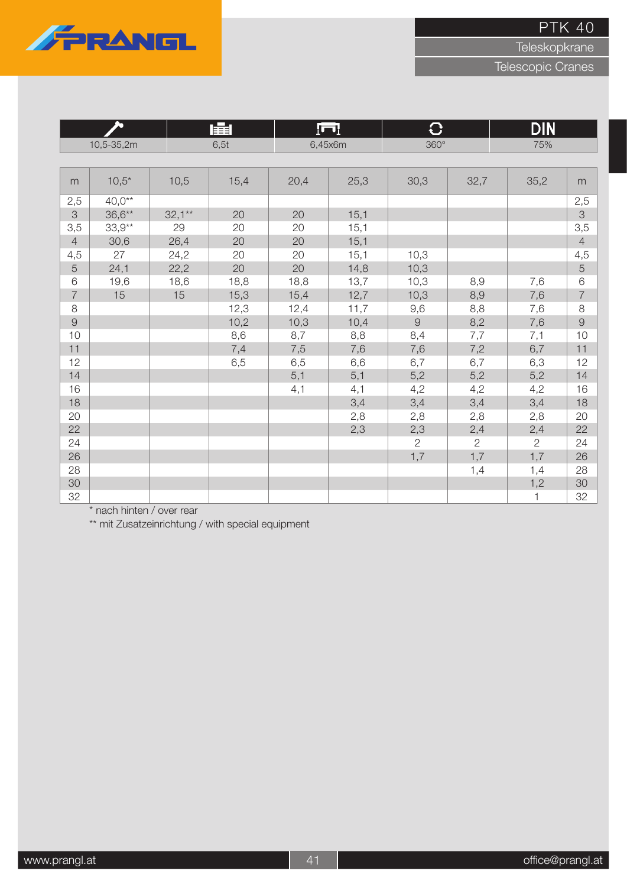# PTK 40

Teleskopkrane

Telescopic Cranes

| | | | | DIN |
|---|---|---|---|---|
| 10,5-35,2m | 6,5t | 6,45x6m | 360° | 75% |

| m | 10,5* | 10,5 | 15,4 | 20,4 | 25,3 | 30,3 | 32,7 | 35,2 | m |
|---|---|---|---|---|---|---|---|---|---|
| 2,5 | 40,0** | | | | | | | | 2,5 |
| 3 | 36,6** | 32,1** | 20 | 20 | 15,1 | | | | 3 |
| 3,5 | 33,9** | 29 | 20 | 20 | 15,1 | | | | 3,5 |
| 4 | 30,6 | 26,4 | 20 | 20 | 15,1 | | | | 4 |
| 4,5 | 27 | 24,2 | 20 | 20 | 15,1 | 10,3 | | | 4,5 |
| 5 | 24,1 | 22,2 | 20 | 20 | 14,8 | 10,3 | | | 5 |
| 6 | 19,6 | 18,6 | 18,8 | 18,8 | 13,7 | 10,3 | 8,9 | 7,6 | 6 |
| 7 | 15 | 15 | 15,3 | 15,4 | 12,7 | 10,3 | 8,9 | 7,6 | 7 |
| 8 | | | 12,3 | 12,4 | 11,7 | 9,6 | 8,8 | 7,6 | 8 |
| 9 | | | 10,2 | 10,3 | 10,4 | 9 | 8,2 | 7,6 | 9 |
| 10 | | | 8,6 | 8,7 | 8,8 | 8,4 | 7,7 | 7,1 | 10 |
| 11 | | | 7,4 | 7,5 | 7,6 | 7,6 | 7,2 | 6,7 | 11 |
| 12 | | | 6,5 | 6,5 | 6,6 | 6,7 | 6,7 | 6,3 | 12 |
| 14 | | | | 5,1 | 5,1 | 5,2 | 5,2 | 5,2 | 14 |
| 16 | | | | 4,1 | 4,1 | 4,2 | 4,2 | 4,2 | 16 |
| 18 | | | | | 3,4 | 3,4 | 3,4 | 3,4 | 18 |
| 20 | | | | | 2,8 | 2,8 | 2,8 | 2,8 | 20 |
| 22 | | | | | 2,3 | 2,3 | 2,4 | 2,4 | 22 |
| 24 | | | | | | 2 | 2 | 2 | 24 |
| 26 | | | | | | 1,7 | 1,7 | 1,7 | 26 |
| 28 | | | | | | | 1,4 | 1,4 | 28 |
| 30 | | | | | | | | 1,2 | 30 |
| 32 | | | | | | | | 1 | 32 |

* nach hinten / over rear

** mit Zusatzeinrichtung / with special equipment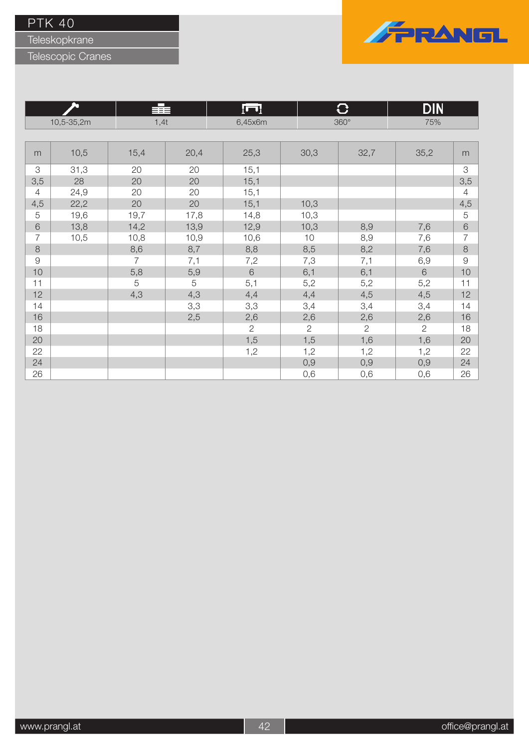# PTK 40

## Teleskopkrane

## Telescopic Cranes

| | | | | |
|---|---|---|---|---|
| 10,5-35,2m | 1,4t | 6,45x6m | 360° | DIN 75% |

| m | 10,5 | 15,4 | 20,4 | 25,3 | 30,3 | 32,7 | 35,2 | m |
|---|---|---|---|---|---|---|---|---|
| 3 | 31,3 | 20 | 20 | 15,1 | | | | 3 |
| 3,5 | 28 | 20 | 20 | 15,1 | | | | 3,5 |
| 4 | 24,9 | 20 | 20 | 15,1 | | | | 4 |
| 4,5 | 22,2 | 20 | 20 | 15,1 | 10,3 | | | 4,5 |
| 5 | 19,6 | 19,7 | 17,8 | 14,8 | 10,3 | | | 5 |
| 6 | 13,8 | 14,2 | 13,9 | 12,9 | 10,3 | 8,9 | 7,6 | 6 |
| 7 | 10,5 | 10,8 | 10,9 | 10,6 | 10 | 8,9 | 7,6 | 7 |
| 8 | | 8,6 | 8,7 | 8,8 | 8,5 | 8,2 | 7,6 | 8 |
| 9 | | 7 | 7,1 | 7,2 | 7,3 | 7,1 | 6,9 | 9 |
| 10 | | 5,8 | 5,9 | 6 | 6,1 | 6,1 | 6 | 10 |
| 11 | | 5 | 5 | 5,1 | 5,2 | 5,2 | 5,2 | 11 |
| 12 | | 4,3 | 4,3 | 4,4 | 4,4 | 4,5 | 4,5 | 12 |
| 14 | | | 3,3 | 3,3 | 3,4 | 3,4 | 3,4 | 14 |
| 16 | | | 2,5 | 2,6 | 2,6 | 2,6 | 2,6 | 16 |
| 18 | | | | 2 | 2 | 2 | 2 | 18 |
| 20 | | | | 1,5 | 1,5 | 1,6 | 1,6 | 20 |
| 22 | | | | 1,2 | 1,2 | 1,2 | 1,2 | 22 |
| 24 | | | | | 0,9 | 0,9 | 0,9 | 24 |
| 26 | | | | | 0,6 | 0,6 | 0,6 | 26 |

www.prangl.at

office@prangl.at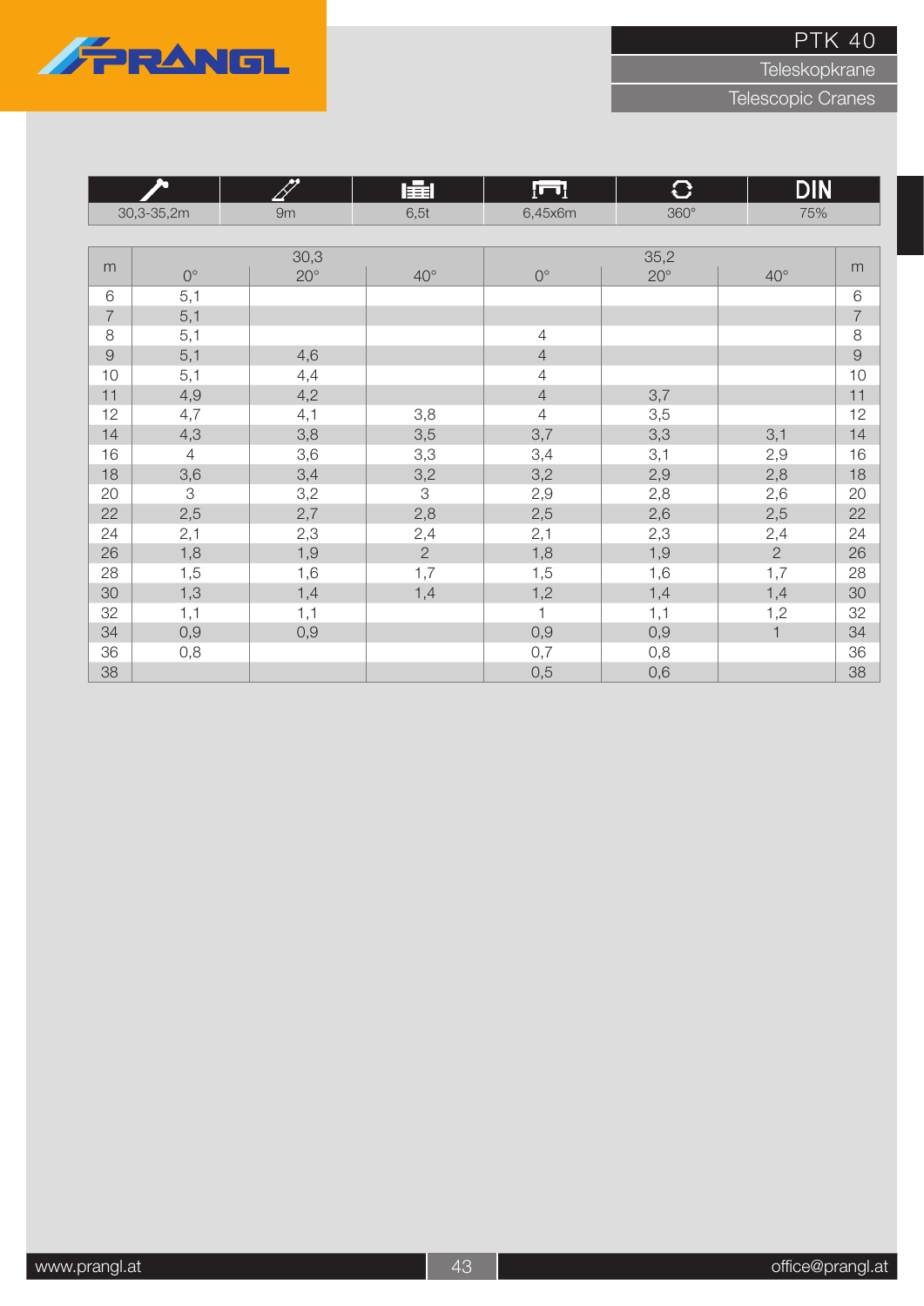# PTK 40

Teleskopkrane

Telescopic Cranes

| | | | | | |
|---|---|---|---|---|---|
| 30,3-35,2m | 9m | 6,5t | 6,45x6m | 360° | DIN 75% |

| m | 30,3 | | | 35,2 | | | m |
|---|---|---|---|---|---|---|---|
| | 0° | 20° | 40° | 0° | 20° | 40° | |
| 6 | 5,1 | | | | | | 6 |
| 7 | 5,1 | | | | | | 7 |
| 8 | 5,1 | | | 4 | | | 8 |
| 9 | 5,1 | 4,6 | | 4 | | | 9 |
| 10 | 5,1 | 4,4 | | 4 | | | 10 |
| 11 | 4,9 | 4,2 | | 4 | 3,7 | | 11 |
| 12 | 4,7 | 4,1 | 3,8 | 4 | 3,5 | | 12 |
| 14 | 4,3 | 3,8 | 3,5 | 3,7 | 3,3 | 3,1 | 14 |
| 16 | 4 | 3,6 | 3,3 | 3,4 | 3,1 | 2,9 | 16 |
| 18 | 3,6 | 3,4 | 3,2 | 3,2 | 2,9 | 2,8 | 18 |
| 20 | 3 | 3,2 | 3 | 2,9 | 2,8 | 2,6 | 20 |
| 22 | 2,5 | 2,7 | 2,8 | 2,5 | 2,6 | 2,5 | 22 |
| 24 | 2,1 | 2,3 | 2,4 | 2,1 | 2,3 | 2,4 | 24 |
| 26 | 1,8 | 1,9 | 2 | 1,8 | 1,9 | 2 | 26 |
| 28 | 1,5 | 1,6 | 1,7 | 1,5 | 1,6 | 1,7 | 28 |
| 30 | 1,3 | 1,4 | 1,4 | 1,2 | 1,4 | 1,4 | 30 |
| 32 | 1,1 | 1,1 | | 1 | 1,1 | 1,2 | 32 |
| 34 | 0,9 | 0,9 | | 0,9 | 0,9 | 1 | 34 |
| 36 | 0,8 | | | 0,7 | 0,8 | | 36 |
| 38 | | | | 0,5 | 0,6 | | 38 |

www.prangl.at

office@prangl.at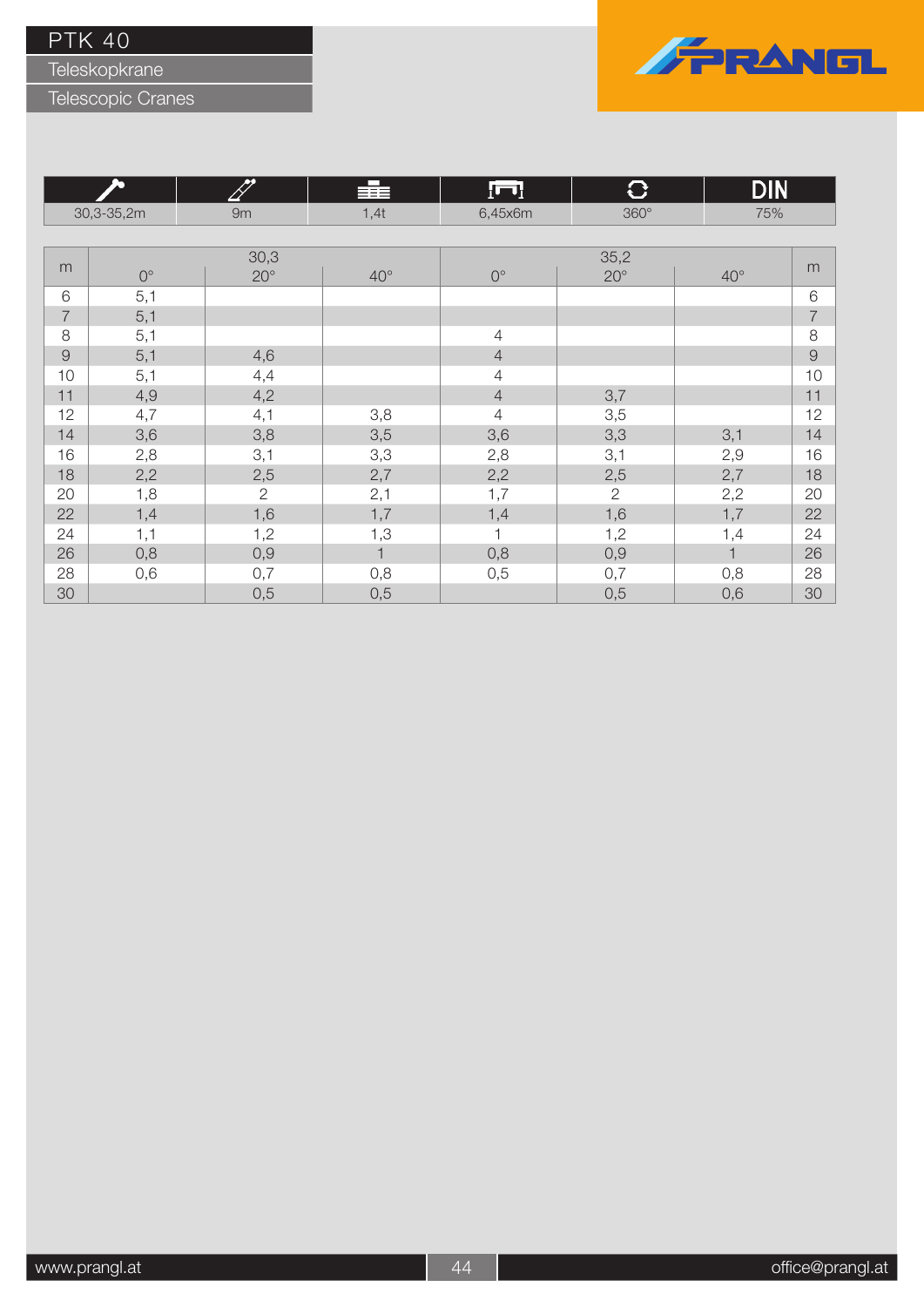# PTK 40

## Teleskopkrane

## Telescopic Cranes

| | | | | | |
|---|---|---|---|---|---|
| 30,3-35,2m | 9m | 1,4t | 6,45x6m | 360° | DIN 75% |

| m | 30,3 | | | 35,2 | | | m |
|---|---|---|---|---|---|---|---|
| | 0° | 20° | 40° | 0° | 20° | 40° | |
| 6 | 5,1 | | | | | | 6 |
| 7 | 5,1 | | | | | | 7 |
| 8 | 5,1 | | | 4 | | | 8 |
| 9 | 5,1 | 4,6 | | 4 | | | 9 |
| 10 | 5,1 | 4,4 | | 4 | | | 10 |
| 11 | 4,9 | 4,2 | | 4 | 3,7 | | 11 |
| 12 | 4,7 | 4,1 | 3,8 | 4 | 3,5 | | 12 |
| 14 | 3,6 | 3,8 | 3,5 | 3,6 | 3,3 | 3,1 | 14 |
| 16 | 2,8 | 3,1 | 3,3 | 2,8 | 3,1 | 2,9 | 16 |
| 18 | 2,2 | 2,5 | 2,7 | 2,2 | 2,5 | 2,7 | 18 |
| 20 | 1,8 | 2 | 2,1 | 1,7 | 2 | 2,2 | 20 |
| 22 | 1,4 | 1,6 | 1,7 | 1,4 | 1,6 | 1,7 | 22 |
| 24 | 1,1 | 1,2 | 1,3 | 1 | 1,2 | 1,4 | 24 |
| 26 | 0,8 | 0,9 | 1 | 0,8 | 0,9 | 1 | 26 |
| 28 | 0,6 | 0,7 | 0,8 | 0,5 | 0,7 | 0,8 | 28 |
| 30 | | 0,5 | 0,5 | | 0,5 | 0,6 | 30 |

www.prangl.at office@prangl.at